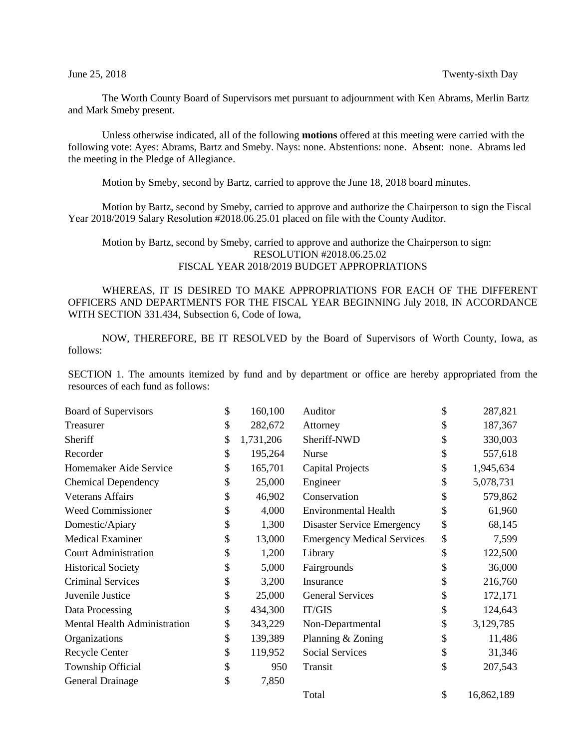June 25, 2018 Twenty-sixth Day

The Worth County Board of Supervisors met pursuant to adjournment with Ken Abrams, Merlin Bartz and Mark Smeby present.

Unless otherwise indicated, all of the following **motions** offered at this meeting were carried with the following vote: Ayes: Abrams, Bartz and Smeby. Nays: none. Abstentions: none. Absent: none. Abrams led the meeting in the Pledge of Allegiance.

Motion by Smeby, second by Bartz, carried to approve the June 18, 2018 board minutes.

Motion by Bartz, second by Smeby, carried to approve and authorize the Chairperson to sign the Fiscal Year 2018/2019 Salary Resolution #2018.06.25.01 placed on file with the County Auditor.

Motion by Bartz, second by Smeby, carried to approve and authorize the Chairperson to sign:

RESOLUTION #2018.06.25.02

FISCAL YEAR 2018/2019 BUDGET APPROPRIATIONS

WHEREAS, IT IS DESIRED TO MAKE APPROPRIATIONS FOR EACH OF THE DIFFERENT OFFICERS AND DEPARTMENTS FOR THE FISCAL YEAR BEGINNING July 2018, IN ACCORDANCE WITH SECTION 331.434, Subsection 6, Code of Iowa,

NOW, THEREFORE, BE IT RESOLVED by the Board of Supervisors of Worth County, Iowa, as follows:

SECTION 1. The amounts itemized by fund and by department or office are hereby appropriated from the resources of each fund as follows:

| | | | | | |
|---|---|---|---|---|---|
| Board of Supervisors | $ | 160,100 | Auditor | $ | 287,821 |
| Treasurer | $ | 282,672 | Attorney | $ | 187,367 |
| Sheriff | $ | 1,731,206 | Sheriff-NWD | $ | 330,003 |
| Recorder | $ | 195,264 | Nurse | $ | 557,618 |
| Homemaker Aide Service | $ | 165,701 | Capital Projects | $ | 1,945,634 |
| Chemical Dependency | $ | 25,000 | Engineer | $ | 5,078,731 |
| Veterans Affairs | $ | 46,902 | Conservation | $ | 579,862 |
| Weed Commissioner | $ | 4,000 | Environmental Health | $ | 61,960 |
| Domestic/Apiary | $ | 1,300 | Disaster Service Emergency | $ | 68,145 |
| Medical Examiner | $ | 13,000 | Emergency Medical Services | $ | 7,599 |
| Court Administration | $ | 1,200 | Library | $ | 122,500 |
| Historical Society | $ | 5,000 | Fairgrounds | $ | 36,000 |
| Criminal Services | $ | 3,200 | Insurance | $ | 216,760 |
| Juvenile Justice | $ | 25,000 | General Services | $ | 172,171 |
| Data Processing | $ | 434,300 | IT/GIS | $ | 124,643 |
| Mental Health Administration | $ | 343,229 | Non-Departmental | $ | 3,129,785 |
| Organizations | $ | 139,389 | Planning & Zoning | $ | 11,486 |
| Recycle Center | $ | 119,952 | Social Services | $ | 31,346 |
| Township Official | $ | 950 | Transit | $ | 207,543 |
| General Drainage | $ | 7,850 | | | |
| | | | Total | $ | 16,862,189 |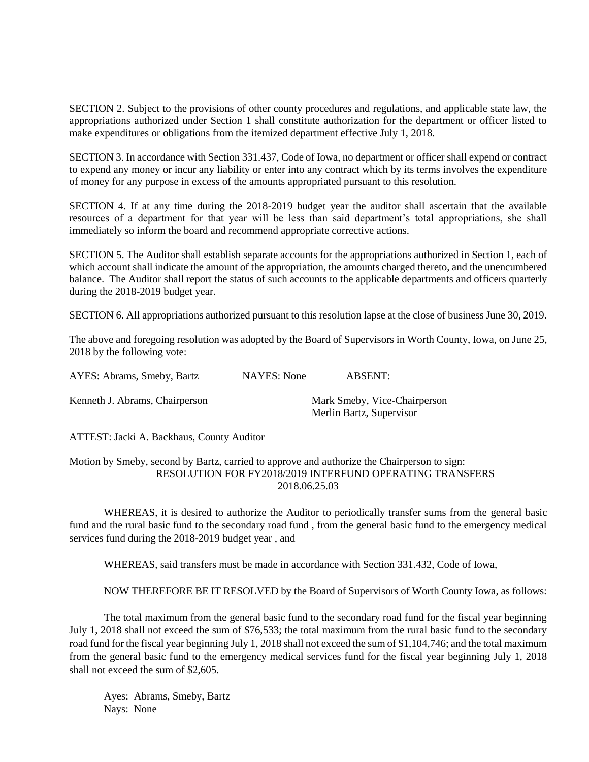SECTION 2. Subject to the provisions of other county procedures and regulations, and applicable state law, the appropriations authorized under Section 1 shall constitute authorization for the department or officer listed to make expenditures or obligations from the itemized department effective July 1, 2018.

SECTION 3. In accordance with Section 331.437, Code of Iowa, no department or officer shall expend or contract to expend any money or incur any liability or enter into any contract which by its terms involves the expenditure of money for any purpose in excess of the amounts appropriated pursuant to this resolution.

SECTION 4. If at any time during the 2018-2019 budget year the auditor shall ascertain that the available resources of a department for that year will be less than said department's total appropriations, she shall immediately so inform the board and recommend appropriate corrective actions.

SECTION 5. The Auditor shall establish separate accounts for the appropriations authorized in Section 1, each of which account shall indicate the amount of the appropriation, the amounts charged thereto, and the unencumbered balance. The Auditor shall report the status of such accounts to the applicable departments and officers quarterly during the 2018-2019 budget year.

SECTION 6. All appropriations authorized pursuant to this resolution lapse at the close of business June 30, 2019.

The above and foregoing resolution was adopted by the Board of Supervisors in Worth County, Iowa, on June 25, 2018 by the following vote:

AYES: Abrams, Smeby, Bartz    NAYES: None    ABSENT:

Kenneth J. Abrams, Chairperson    Mark Smeby, Vice-Chairperson
Merlin Bartz, Supervisor

ATTEST: Jacki A. Backhaus, County Auditor

Motion by Smeby, second by Bartz, carried to approve and authorize the Chairperson to sign:

RESOLUTION FOR FY2018/2019 INTERFUND OPERATING TRANSFERS
2018.06.25.03

WHEREAS, it is desired to authorize the Auditor to periodically transfer sums from the general basic fund and the rural basic fund to the secondary road fund , from the general basic fund to the emergency medical services fund during the 2018-2019 budget year , and

WHEREAS, said transfers must be made in accordance with Section 331.432, Code of Iowa,

NOW THEREFORE BE IT RESOLVED by the Board of Supervisors of Worth County Iowa, as follows:

The total maximum from the general basic fund to the secondary road fund for the fiscal year beginning July 1, 2018 shall not exceed the sum of $76,533; the total maximum from the rural basic fund to the secondary road fund for the fiscal year beginning July 1, 2018 shall not exceed the sum of $1,104,746; and the total maximum from the general basic fund to the emergency medical services fund for the fiscal year beginning July 1, 2018 shall not exceed the sum of $2,605.

Ayes: Abrams, Smeby, Bartz
Nays: None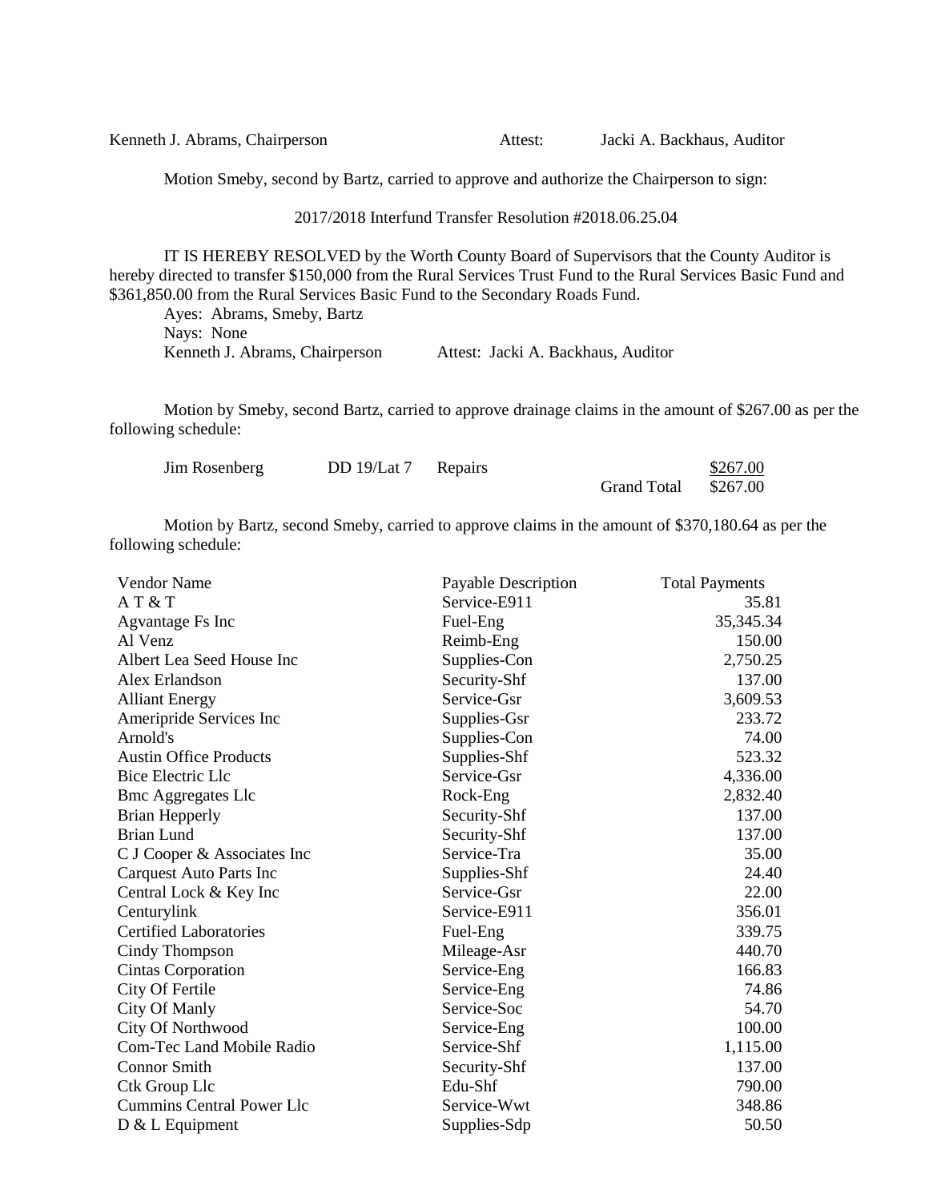Kenneth J. Abrams, Chairperson          Attest:          Jacki A. Backhaus, Auditor

Motion Smeby, second by Bartz, carried to approve and authorize the Chairperson to sign:

2017/2018 Interfund Transfer Resolution #2018.06.25.04

IT IS HEREBY RESOLVED by the Worth County Board of Supervisors that the County Auditor is hereby directed to transfer $150,000 from the Rural Services Trust Fund to the Rural Services Basic Fund and $361,850.00 from the Rural Services Basic Fund to the Secondary Roads Fund.

Ayes: Abrams, Smeby, Bartz
Nays: None
Kenneth J. Abrams, Chairperson          Attest: Jacki A. Backhaus, Auditor

Motion by Smeby, second Bartz, carried to approve drainage claims in the amount of $267.00 as per the following schedule:

| | | | | |
|---|---|---|---|---|
| Jim Rosenberg | DD 19/Lat 7 | Repairs | | $267.00 |
| | | | Grand Total | $267.00 |

Motion by Bartz, second Smeby, carried to approve claims in the amount of $370,180.64 as per the following schedule:

| Vendor Name | Payable Description | Total Payments |
|---|---|---|
| A T & T | Service-E911 | 35.81 |
| Agvantage Fs Inc | Fuel-Eng | 35,345.34 |
| Al Venz | Reimb-Eng | 150.00 |
| Albert Lea Seed House Inc | Supplies-Con | 2,750.25 |
| Alex Erlandson | Security-Shf | 137.00 |
| Alliant Energy | Service-Gsr | 3,609.53 |
| Ameripride Services Inc | Supplies-Gsr | 233.72 |
| Arnold's | Supplies-Con | 74.00 |
| Austin Office Products | Supplies-Shf | 523.32 |
| Bice Electric Llc | Service-Gsr | 4,336.00 |
| Bmc Aggregates Llc | Rock-Eng | 2,832.40 |
| Brian Hepperly | Security-Shf | 137.00 |
| Brian Lund | Security-Shf | 137.00 |
| C J Cooper & Associates Inc | Service-Tra | 35.00 |
| Carquest Auto Parts Inc | Supplies-Shf | 24.40 |
| Central Lock & Key Inc | Service-Gsr | 22.00 |
| Centurylink | Service-E911 | 356.01 |
| Certified Laboratories | Fuel-Eng | 339.75 |
| Cindy Thompson | Mileage-Asr | 440.70 |
| Cintas Corporation | Service-Eng | 166.83 |
| City Of Fertile | Service-Eng | 74.86 |
| City Of Manly | Service-Soc | 54.70 |
| City Of Northwood | Service-Eng | 100.00 |
| Com-Tec Land Mobile Radio | Service-Shf | 1,115.00 |
| Connor Smith | Security-Shf | 137.00 |
| Ctk Group Llc | Edu-Shf | 790.00 |
| Cummins Central Power Llc | Service-Wwt | 348.86 |
| D & L Equipment | Supplies-Sdp | 50.50 |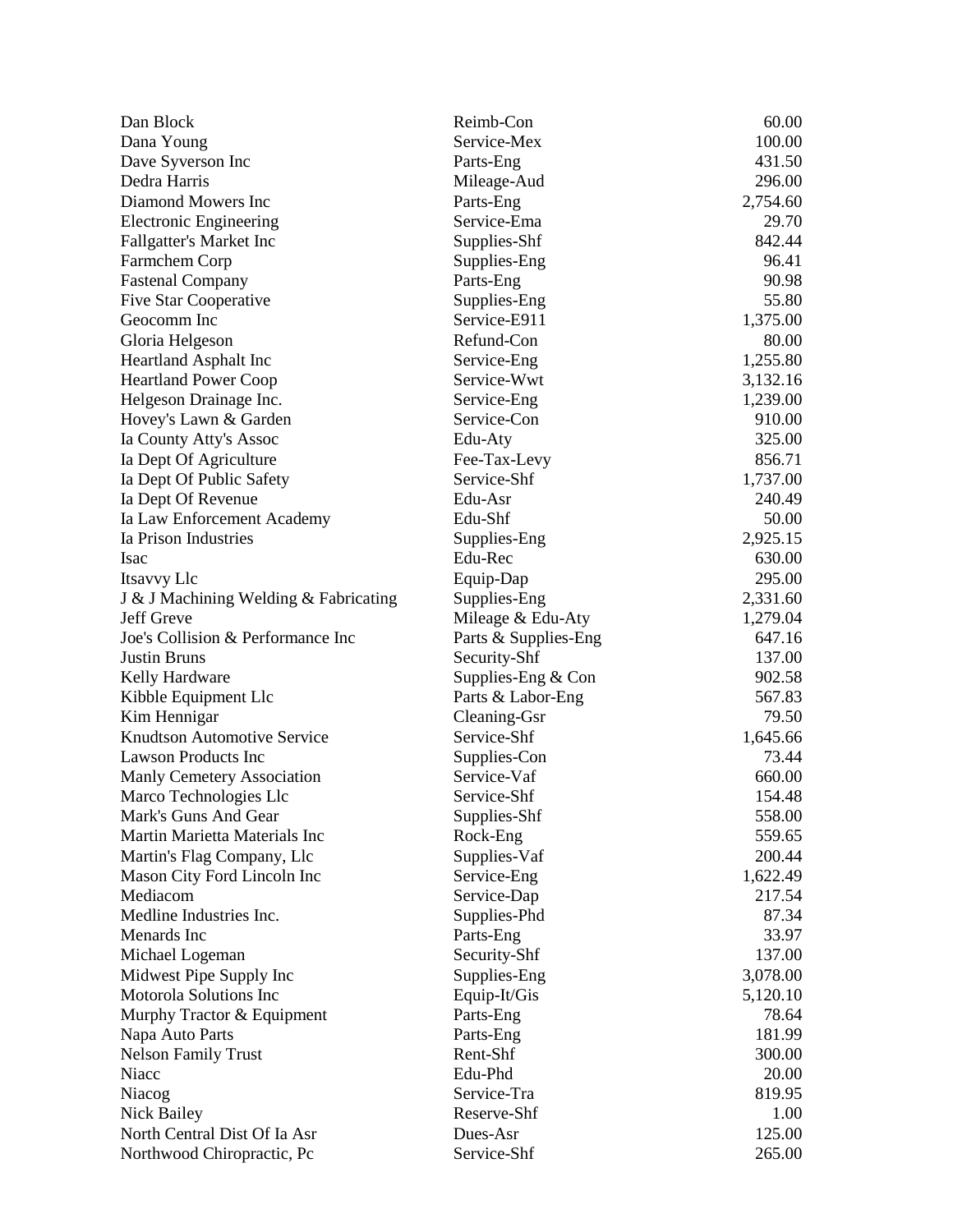| | | |
|---|---|---|
| Dan Block | Reimb-Con | 60.00 |
| Dana Young | Service-Mex | 100.00 |
| Dave Syverson Inc | Parts-Eng | 431.50 |
| Dedra Harris | Mileage-Aud | 296.00 |
| Diamond Mowers Inc | Parts-Eng | 2,754.60 |
| Electronic Engineering | Service-Ema | 29.70 |
| Fallgatter's Market Inc | Supplies-Shf | 842.44 |
| Farmchem Corp | Supplies-Eng | 96.41 |
| Fastenal Company | Parts-Eng | 90.98 |
| Five Star Cooperative | Supplies-Eng | 55.80 |
| Geocomm Inc | Service-E911 | 1,375.00 |
| Gloria Helgeson | Refund-Con | 80.00 |
| Heartland Asphalt Inc | Service-Eng | 1,255.80 |
| Heartland Power Coop | Service-Wwt | 3,132.16 |
| Helgeson Drainage Inc. | Service-Eng | 1,239.00 |
| Hovey's Lawn & Garden | Service-Con | 910.00 |
| Ia County Atty's Assoc | Edu-Aty | 325.00 |
| Ia Dept Of Agriculture | Fee-Tax-Levy | 856.71 |
| Ia Dept Of Public Safety | Service-Shf | 1,737.00 |
| Ia Dept Of Revenue | Edu-Asr | 240.49 |
| Ia Law Enforcement Academy | Edu-Shf | 50.00 |
| Ia Prison Industries | Supplies-Eng | 2,925.15 |
| Isac | Edu-Rec | 630.00 |
| Itsavvy Llc | Equip-Dap | 295.00 |
| J & J Machining Welding & Fabricating | Supplies-Eng | 2,331.60 |
| Jeff Greve | Mileage & Edu-Aty | 1,279.04 |
| Joe's Collision & Performance Inc | Parts & Supplies-Eng | 647.16 |
| Justin Bruns | Security-Shf | 137.00 |
| Kelly Hardware | Supplies-Eng & Con | 902.58 |
| Kibble Equipment Llc | Parts & Labor-Eng | 567.83 |
| Kim Hennigar | Cleaning-Gsr | 79.50 |
| Knudtson Automotive Service | Service-Shf | 1,645.66 |
| Lawson Products Inc | Supplies-Con | 73.44 |
| Manly Cemetery Association | Service-Vaf | 660.00 |
| Marco Technologies Llc | Service-Shf | 154.48 |
| Mark's Guns And Gear | Supplies-Shf | 558.00 |
| Martin Marietta Materials Inc | Rock-Eng | 559.65 |
| Martin's Flag Company, Llc | Supplies-Vaf | 200.44 |
| Mason City Ford Lincoln Inc | Service-Eng | 1,622.49 |
| Mediacom | Service-Dap | 217.54 |
| Medline Industries Inc. | Supplies-Phd | 87.34 |
| Menards Inc | Parts-Eng | 33.97 |
| Michael Logeman | Security-Shf | 137.00 |
| Midwest Pipe Supply Inc | Supplies-Eng | 3,078.00 |
| Motorola Solutions Inc | Equip-It/Gis | 5,120.10 |
| Murphy Tractor & Equipment | Parts-Eng | 78.64 |
| Napa Auto Parts | Parts-Eng | 181.99 |
| Nelson Family Trust | Rent-Shf | 300.00 |
| Niacc | Edu-Phd | 20.00 |
| Niacog | Service-Tra | 819.95 |
| Nick Bailey | Reserve-Shf | 1.00 |
| North Central Dist Of Ia Asr | Dues-Asr | 125.00 |
| Northwood Chiropractic, Pc | Service-Shf | 265.00 |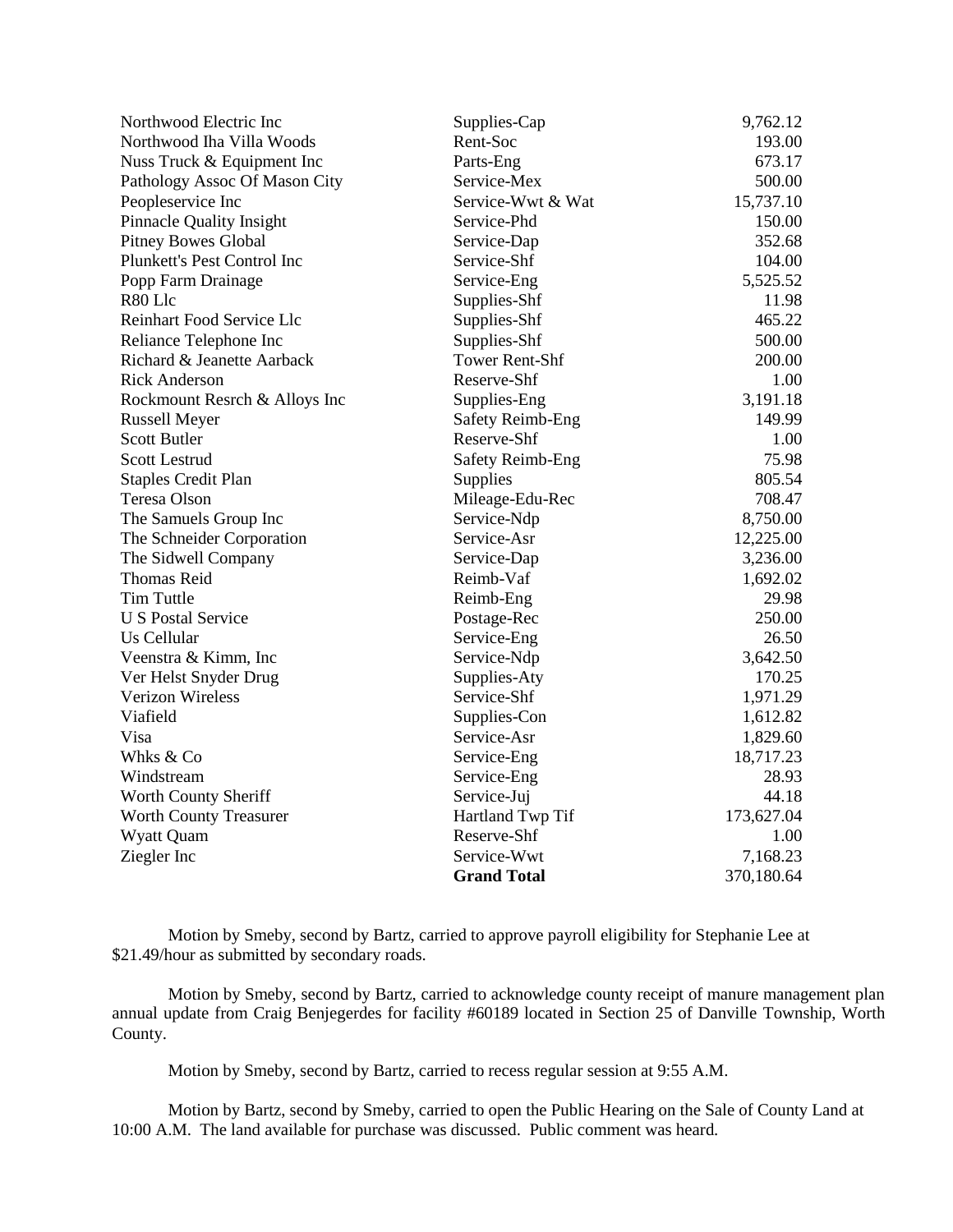| | | |
|---|---|---|
| Northwood Electric Inc | Supplies-Cap | 9,762.12 |
| Northwood Iha Villa Woods | Rent-Soc | 193.00 |
| Nuss Truck & Equipment Inc | Parts-Eng | 673.17 |
| Pathology Assoc Of Mason City | Service-Mex | 500.00 |
| Peopleservice Inc | Service-Wwt & Wat | 15,737.10 |
| Pinnacle Quality Insight | Service-Phd | 150.00 |
| Pitney Bowes Global | Service-Dap | 352.68 |
| Plunkett's Pest Control Inc | Service-Shf | 104.00 |
| Popp Farm Drainage | Service-Eng | 5,525.52 |
| R80 Llc | Supplies-Shf | 11.98 |
| Reinhart Food Service Llc | Supplies-Shf | 465.22 |
| Reliance Telephone Inc | Supplies-Shf | 500.00 |
| Richard & Jeanette Aarback | Tower Rent-Shf | 200.00 |
| Rick Anderson | Reserve-Shf | 1.00 |
| Rockmount Resrch & Alloys Inc | Supplies-Eng | 3,191.18 |
| Russell Meyer | Safety Reimb-Eng | 149.99 |
| Scott Butler | Reserve-Shf | 1.00 |
| Scott Lestrud | Safety Reimb-Eng | 75.98 |
| Staples Credit Plan | Supplies | 805.54 |
| Teresa Olson | Mileage-Edu-Rec | 708.47 |
| The Samuels Group Inc | Service-Ndp | 8,750.00 |
| The Schneider Corporation | Service-Asr | 12,225.00 |
| The Sidwell Company | Service-Dap | 3,236.00 |
| Thomas Reid | Reimb-Vaf | 1,692.02 |
| Tim Tuttle | Reimb-Eng | 29.98 |
| U S Postal Service | Postage-Rec | 250.00 |
| Us Cellular | Service-Eng | 26.50 |
| Veenstra & Kimm, Inc | Service-Ndp | 3,642.50 |
| Ver Helst Snyder Drug | Supplies-Aty | 170.25 |
| Verizon Wireless | Service-Shf | 1,971.29 |
| Viafield | Supplies-Con | 1,612.82 |
| Visa | Service-Asr | 1,829.60 |
| Whks & Co | Service-Eng | 18,717.23 |
| Windstream | Service-Eng | 28.93 |
| Worth County Sheriff | Service-Juj | 44.18 |
| Worth County Treasurer | Hartland Twp Tif | 173,627.04 |
| Wyatt Quam | Reserve-Shf | 1.00 |
| Ziegler Inc | Service-Wwt | 7,168.23 |
| | **Grand Total** | 370,180.64 |

Motion by Smeby, second by Bartz, carried to approve payroll eligibility for Stephanie Lee at \$21.49/hour as submitted by secondary roads.

Motion by Smeby, second by Bartz, carried to acknowledge county receipt of manure management plan annual update from Craig Benjegerdes for facility #60189 located in Section 25 of Danville Township, Worth County.

Motion by Smeby, second by Bartz, carried to recess regular session at 9:55 A.M.

Motion by Bartz, second by Smeby, carried to open the Public Hearing on the Sale of County Land at 10:00 A.M. The land available for purchase was discussed. Public comment was heard.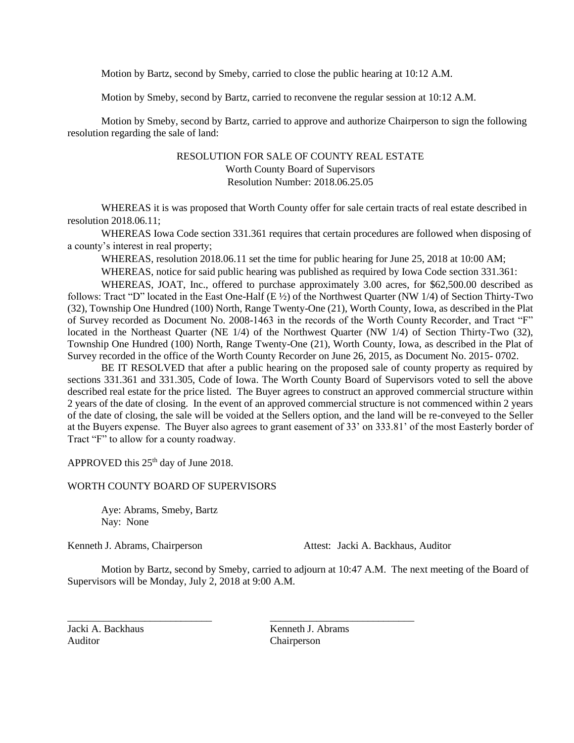Motion by Bartz, second by Smeby, carried to close the public hearing at 10:12 A.M.

Motion by Smeby, second by Bartz, carried to reconvene the regular session at 10:12 A.M.

Motion by Smeby, second by Bartz, carried to approve and authorize Chairperson to sign the following resolution regarding the sale of land:

RESOLUTION FOR SALE OF COUNTY REAL ESTATE
Worth County Board of Supervisors
Resolution Number: 2018.06.25.05

WHEREAS it is was proposed that Worth County offer for sale certain tracts of real estate described in resolution 2018.06.11;

WHEREAS Iowa Code section 331.361 requires that certain procedures are followed when disposing of a county's interest in real property;

WHEREAS, resolution 2018.06.11 set the time for public hearing for June 25, 2018 at 10:00 AM;

WHEREAS, notice for said public hearing was published as required by Iowa Code section 331.361:

WHEREAS, JOAT, Inc., offered to purchase approximately 3.00 acres, for $62,500.00 described as follows: Tract "D" located in the East One-Half (E ½) of the Northwest Quarter (NW 1/4) of Section Thirty-Two (32), Township One Hundred (100) North, Range Twenty-One (21), Worth County, Iowa, as described in the Plat of Survey recorded as Document No. 2008-1463 in the records of the Worth County Recorder, and Tract "F" located in the Northeast Quarter (NE 1/4) of the Northwest Quarter (NW 1/4) of Section Thirty-Two (32), Township One Hundred (100) North, Range Twenty-One (21), Worth County, Iowa, as described in the Plat of Survey recorded in the office of the Worth County Recorder on June 26, 2015, as Document No. 2015- 0702.

BE IT RESOLVED that after a public hearing on the proposed sale of county property as required by sections 331.361 and 331.305, Code of Iowa. The Worth County Board of Supervisors voted to sell the above described real estate for the price listed. The Buyer agrees to construct an approved commercial structure within 2 years of the date of closing. In the event of an approved commercial structure is not commenced within 2 years of the date of closing, the sale will be voided at the Sellers option, and the land will be re-conveyed to the Seller at the Buyers expense. The Buyer also agrees to grant easement of 33' on 333.81' of the most Easterly border of Tract "F" to allow for a county roadway.

APPROVED this 25th day of June 2018.

WORTH COUNTY BOARD OF SUPERVISORS

Aye: Abrams, Smeby, Bartz
Nay: None

Kenneth J. Abrams, Chairperson          Attest: Jacki A. Backhaus, Auditor

Motion by Bartz, second by Smeby, carried to adjourn at 10:47 A.M. The next meeting of the Board of Supervisors will be Monday, July 2, 2018 at 9:00 A.M.

_____________________________          _____________________________
Jacki A. Backhaus                      Kenneth J. Abrams
Auditor                                Chairperson